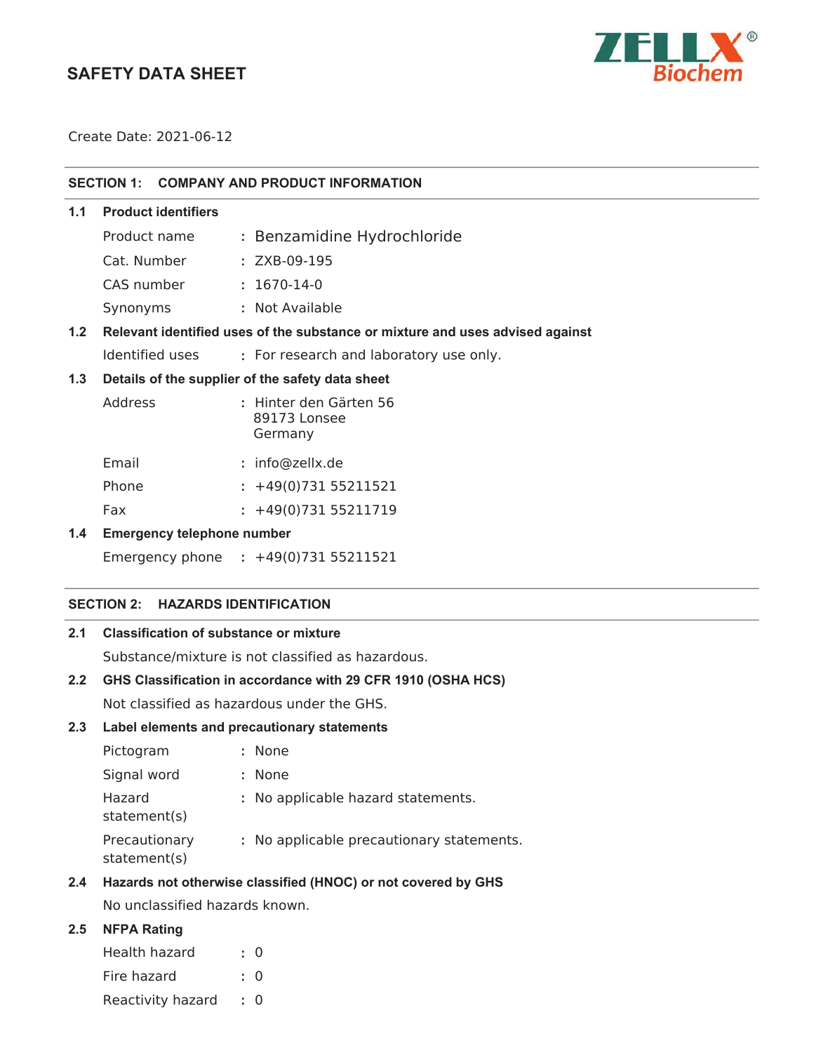# SAFETY DATA SHEET

ZELLX® Biochem

Create Date: 2021-06-12

## SECTION 1: COMPANY AND PRODUCT INFORMATION

### 1.1 Product identifiers

| | | |
|---|---|---|
| Product name | : | Benzamidine Hydrochloride |
| Cat. Number | : | ZXB-09-195 |
| CAS number | : | 1670-14-0 |
| Synonyms | : | Not Available |

### 1.2 Relevant identified uses of the substance or mixture and uses advised against

Identified uses : For research and laboratory use only.

### 1.3 Details of the supplier of the safety data sheet

| | | |
|---|---|---|
| Address | : | Hinter den Gärten 56<br>89173 Lonsee<br>Germany |
| Email | : | info@zellx.de |
| Phone | : | +49(0)731 55211521 |
| Fax | : | +49(0)731 55211719 |

### 1.4 Emergency telephone number

Emergency phone : +49(0)731 55211521

## SECTION 2: HAZARDS IDENTIFICATION

### 2.1 Classification of substance or mixture

Substance/mixture is not classified as hazardous.

### 2.2 GHS Classification in accordance with 29 CFR 1910 (OSHA HCS)

Not classified as hazardous under the GHS.

### 2.3 Label elements and precautionary statements

| | | |
|---|---|---|
| Pictogram | : | None |
| Signal word | : | None |
| Hazard statement(s) | : | No applicable hazard statements. |
| Precautionary statement(s) | : | No applicable precautionary statements. |

### 2.4 Hazards not otherwise classified (HNOC) or not covered by GHS

No unclassified hazards known.

### 2.5 NFPA Rating

| | | |
|---|---|---|
| Health hazard | : | 0 |
| Fire hazard | : | 0 |
| Reactivity hazard | : | 0 |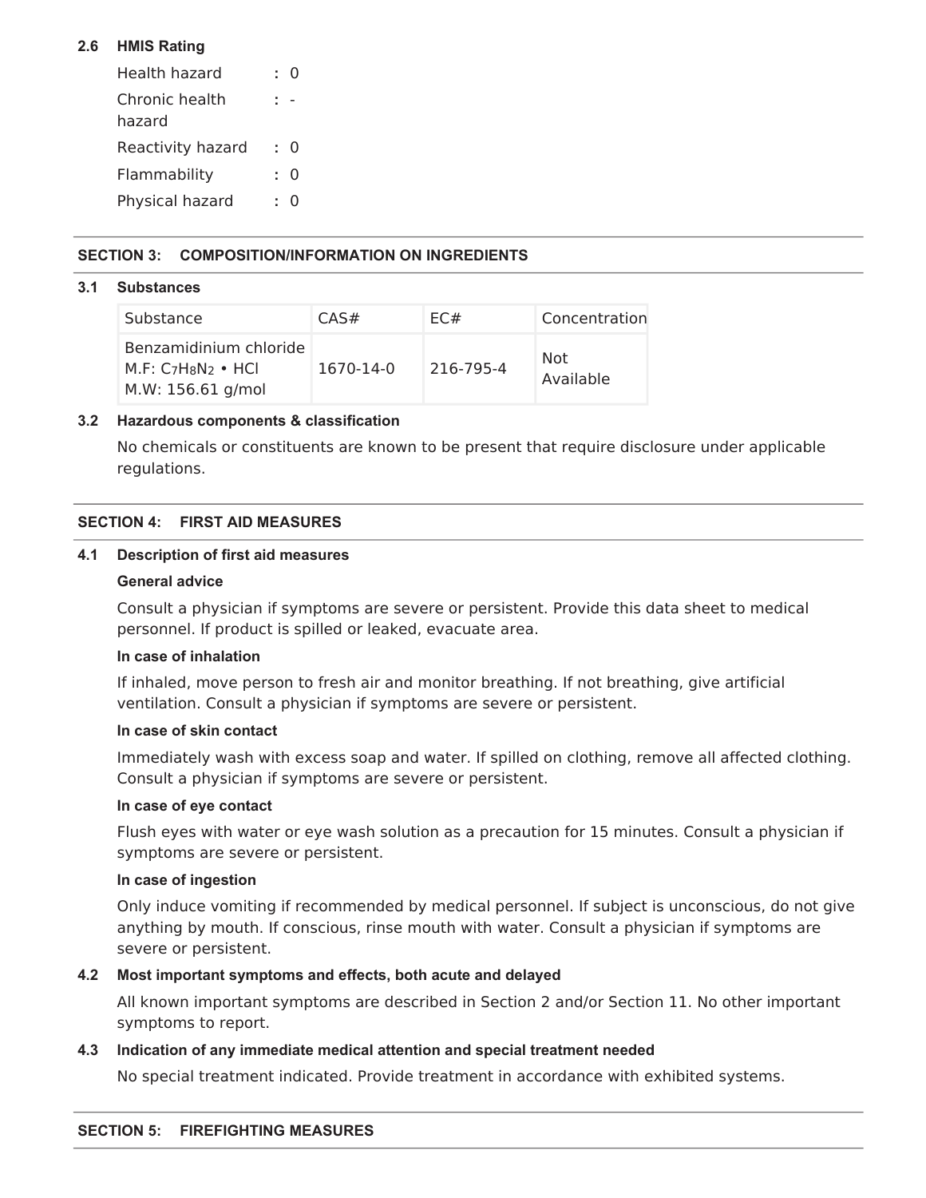### 2.6 HMIS Rating

| | | |
|---|---|---|
| Health hazard | : | 0 |
| Chronic health hazard | : | - |
| Reactivity hazard | : | 0 |
| Flammability | : | 0 |
| Physical hazard | : | 0 |

## SECTION 3: COMPOSITION/INFORMATION ON INGREDIENTS

### 3.1 Substances

| Substance | CAS# | EC# | Concentration |
|---|---|---|---|
| Benzamidinium chloride<br>M.F: $C_7H_8N_2$ • HCl<br>M.W: 156.61 g/mol | 1670-14-0 | 216-795-4 | Not Available |

### 3.2 Hazardous components & classification

No chemicals or constituents are known to be present that require disclosure under applicable regulations.

## SECTION 4: FIRST AID MEASURES

### 4.1 Description of first aid measures

**General advice**

Consult a physician if symptoms are severe or persistent. Provide this data sheet to medical personnel. If product is spilled or leaked, evacuate area.

**In case of inhalation**

If inhaled, move person to fresh air and monitor breathing. If not breathing, give artificial ventilation. Consult a physician if symptoms are severe or persistent.

**In case of skin contact**

Immediately wash with excess soap and water. If spilled on clothing, remove all affected clothing. Consult a physician if symptoms are severe or persistent.

**In case of eye contact**

Flush eyes with water or eye wash solution as a precaution for 15 minutes. Consult a physician if symptoms are severe or persistent.

**In case of ingestion**

Only induce vomiting if recommended by medical personnel. If subject is unconscious, do not give anything by mouth. If conscious, rinse mouth with water. Consult a physician if symptoms are severe or persistent.

### 4.2 Most important symptoms and effects, both acute and delayed

All known important symptoms are described in Section 2 and/or Section 11. No other important symptoms to report.

### 4.3 Indication of any immediate medical attention and special treatment needed

No special treatment indicated. Provide treatment in accordance with exhibited systems.

## SECTION 5: FIREFIGHTING MEASURES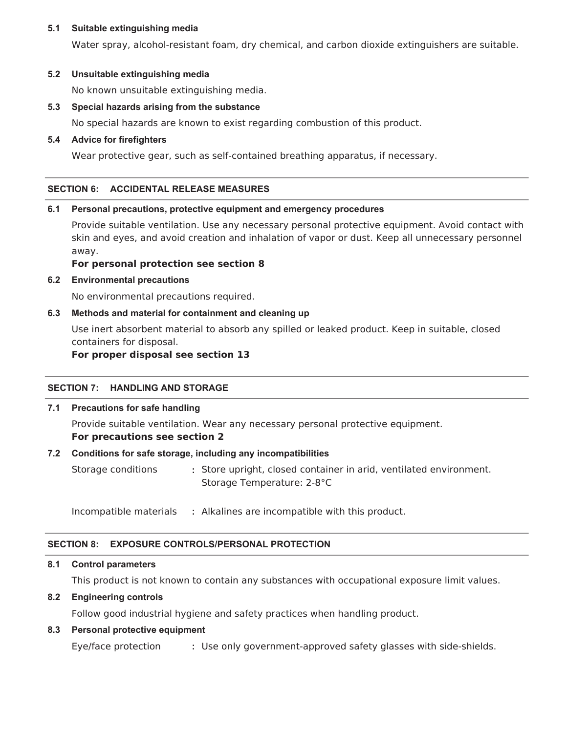### 5.1 Suitable extinguishing media

Water spray, alcohol-resistant foam, dry chemical, and carbon dioxide extinguishers are suitable.

### 5.2 Unsuitable extinguishing media

No known unsuitable extinguishing media.

### 5.3 Special hazards arising from the substance

No special hazards are known to exist regarding combustion of this product.

### 5.4 Advice for firefighters

Wear protective gear, such as self-contained breathing apparatus, if necessary.

## SECTION 6: ACCIDENTAL RELEASE MEASURES

### 6.1 Personal precautions, protective equipment and emergency procedures

Provide suitable ventilation. Use any necessary personal protective equipment. Avoid contact with skin and eyes, and avoid creation and inhalation of vapor or dust. Keep all unnecessary personnel away.

**For personal protection see section 8**

### 6.2 Environmental precautions

No environmental precautions required.

### 6.3 Methods and material for containment and cleaning up

Use inert absorbent material to absorb any spilled or leaked product. Keep in suitable, closed containers for disposal.

**For proper disposal see section 13**

## SECTION 7: HANDLING AND STORAGE

### 7.1 Precautions for safe handling

Provide suitable ventilation. Wear any necessary personal protective equipment.

**For precautions see section 2**

### 7.2 Conditions for safe storage, including any incompatibilities

Storage conditions : Store upright, closed container in arid, ventilated environment.
Storage Temperature: 2-8°C

Incompatible materials : Alkalines are incompatible with this product.

## SECTION 8: EXPOSURE CONTROLS/PERSONAL PROTECTION

### 8.1 Control parameters

This product is not known to contain any substances with occupational exposure limit values.

### 8.2 Engineering controls

Follow good industrial hygiene and safety practices when handling product.

### 8.3 Personal protective equipment

Eye/face protection : Use only government-approved safety glasses with side-shields.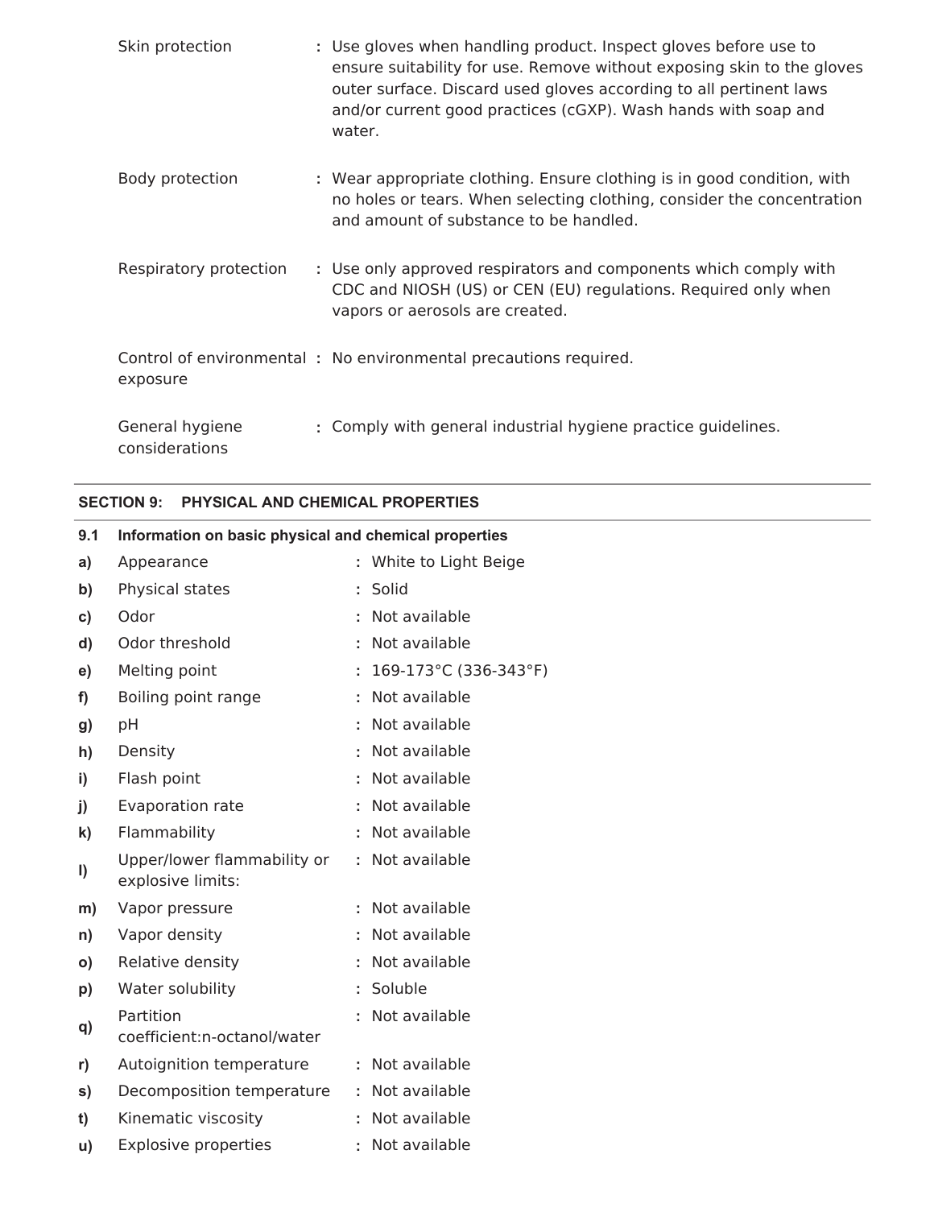| | | |
|---|---|---|
| Skin protection | : | Use gloves when handling product. Inspect gloves before use to ensure suitability for use. Remove without exposing skin to the gloves outer surface. Discard used gloves according to all pertinent laws and/or current good practices (cGXP). Wash hands with soap and water. |
| Body protection | : | Wear appropriate clothing. Ensure clothing is in good condition, with no holes or tears. When selecting clothing, consider the concentration and amount of substance to be handled. |
| Respiratory protection | : | Use only approved respirators and components which comply with CDC and NIOSH (US) or CEN (EU) regulations. Required only when vapors or aerosols are created. |
| Control of environmental exposure | : | No environmental precautions required. |
| General hygiene considerations | : | Comply with general industrial hygiene practice guidelines. |

## SECTION 9: PHYSICAL AND CHEMICAL PROPERTIES

### 9.1 Information on basic physical and chemical properties

| | | | |
|---|---|---|---|
| **a)** | Appearance | : | White to Light Beige |
| **b)** | Physical states | : | Solid |
| **c)** | Odor | : | Not available |
| **d)** | Odor threshold | : | Not available |
| **e)** | Melting point | : | 169-173°C (336-343°F) |
| **f)** | Boiling point range | : | Not available |
| **g)** | pH | : | Not available |
| **h)** | Density | : | Not available |
| **i)** | Flash point | : | Not available |
| **j)** | Evaporation rate | : | Not available |
| **k)** | Flammability | : | Not available |
| **l)** | Upper/lower flammability or explosive limits: | : | Not available |
| **m)** | Vapor pressure | : | Not available |
| **n)** | Vapor density | : | Not available |
| **o)** | Relative density | : | Not available |
| **p)** | Water solubility | : | Soluble |
| **q)** | Partition coefficient:n-octanol/water | : | Not available |
| **r)** | Autoignition temperature | : | Not available |
| **s)** | Decomposition temperature | : | Not available |
| **t)** | Kinematic viscosity | : | Not available |
| **u)** | Explosive properties | : | Not available |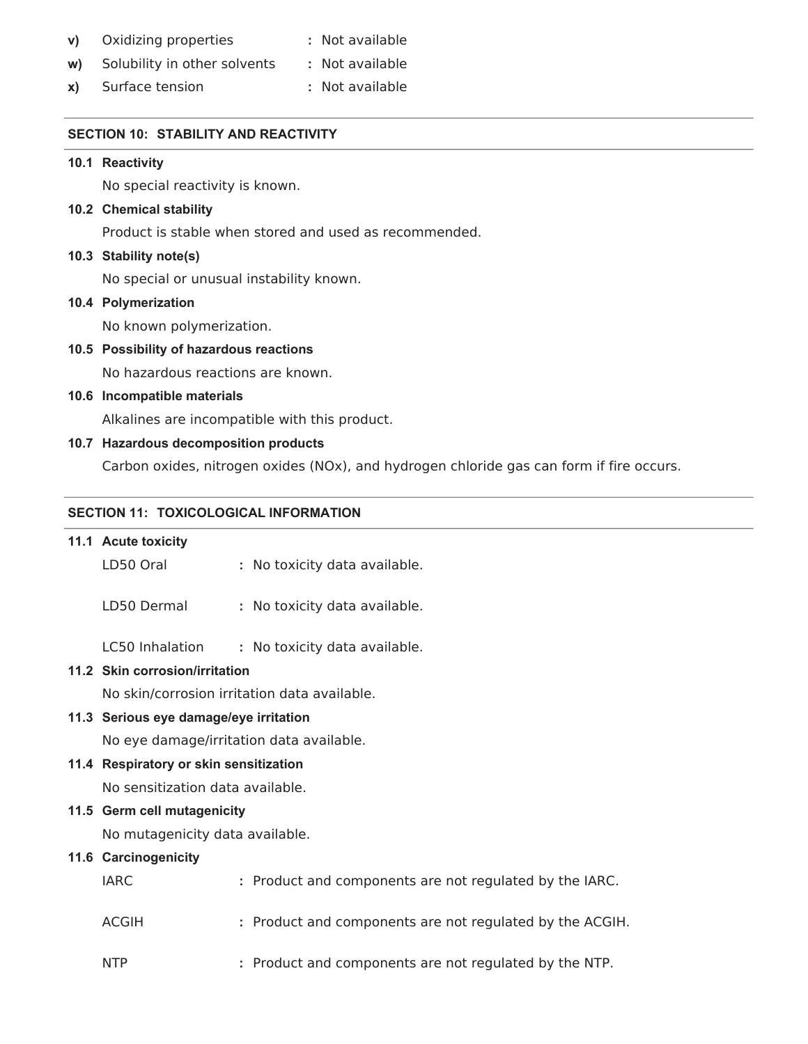- **v)** Oxidizing properties : Not available
- **w)** Solubility in other solvents : Not available
- **x)** Surface tension : Not available

## SECTION 10: STABILITY AND REACTIVITY

### 10.1 Reactivity

No special reactivity is known.

### 10.2 Chemical stability

Product is stable when stored and used as recommended.

### 10.3 Stability note(s)

No special or unusual instability known.

### 10.4 Polymerization

No known polymerization.

### 10.5 Possibility of hazardous reactions

No hazardous reactions are known.

### 10.6 Incompatible materials

Alkalines are incompatible with this product.

### 10.7 Hazardous decomposition products

Carbon oxides, nitrogen oxides (NOx), and hydrogen chloride gas can form if fire occurs.

## SECTION 11: TOXICOLOGICAL INFORMATION

### 11.1 Acute toxicity

LD50 Oral : No toxicity data available.

LD50 Dermal : No toxicity data available.

LC50 Inhalation : No toxicity data available.

### 11.2 Skin corrosion/irritation

No skin/corrosion irritation data available.

### 11.3 Serious eye damage/eye irritation

No eye damage/irritation data available.

### 11.4 Respiratory or skin sensitization

No sensitization data available.

### 11.5 Germ cell mutagenicity

No mutagenicity data available.

### 11.6 Carcinogenicity

IARC : Product and components are not regulated by the IARC.

ACGIH : Product and components are not regulated by the ACGIH.

NTP : Product and components are not regulated by the NTP.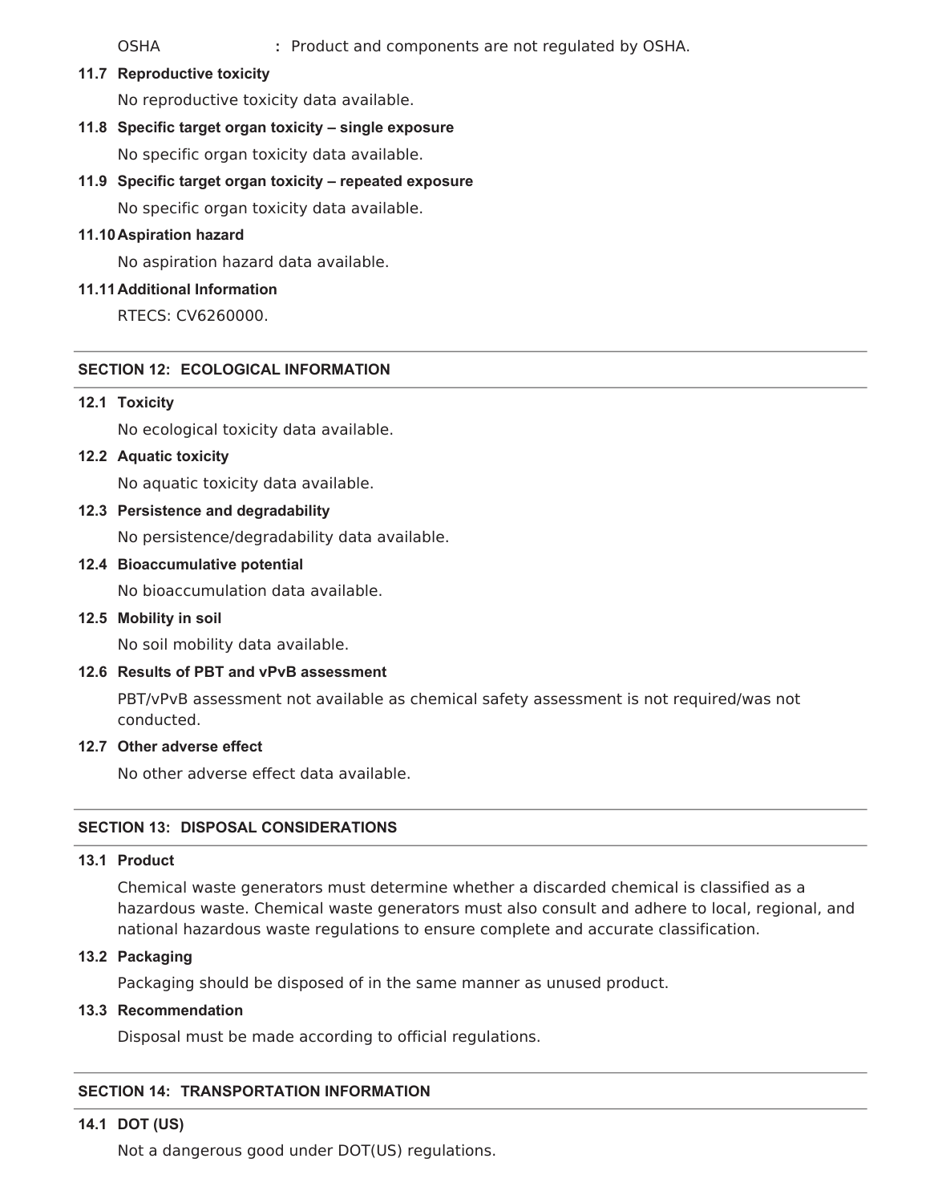OSHA : Product and components are not regulated by OSHA.

**11.7 Reproductive toxicity**

No reproductive toxicity data available.

**11.8 Specific target organ toxicity – single exposure**

No specific organ toxicity data available.

**11.9 Specific target organ toxicity – repeated exposure**

No specific organ toxicity data available.

**11.10 Aspiration hazard**

No aspiration hazard data available.

**11.11 Additional Information**

RTECS: CV6260000.

## SECTION 12: ECOLOGICAL INFORMATION

**12.1 Toxicity**

No ecological toxicity data available.

**12.2 Aquatic toxicity**

No aquatic toxicity data available.

**12.3 Persistence and degradability**

No persistence/degradability data available.

**12.4 Bioaccumulative potential**

No bioaccumulation data available.

**12.5 Mobility in soil**

No soil mobility data available.

**12.6 Results of PBT and vPvB assessment**

PBT/vPvB assessment not available as chemical safety assessment is not required/was not conducted.

**12.7 Other adverse effect**

No other adverse effect data available.

## SECTION 13: DISPOSAL CONSIDERATIONS

**13.1 Product**

Chemical waste generators must determine whether a discarded chemical is classified as a hazardous waste. Chemical waste generators must also consult and adhere to local, regional, and national hazardous waste regulations to ensure complete and accurate classification.

**13.2 Packaging**

Packaging should be disposed of in the same manner as unused product.

**13.3 Recommendation**

Disposal must be made according to official regulations.

## SECTION 14: TRANSPORTATION INFORMATION

**14.1 DOT (US)**

Not a dangerous good under DOT(US) regulations.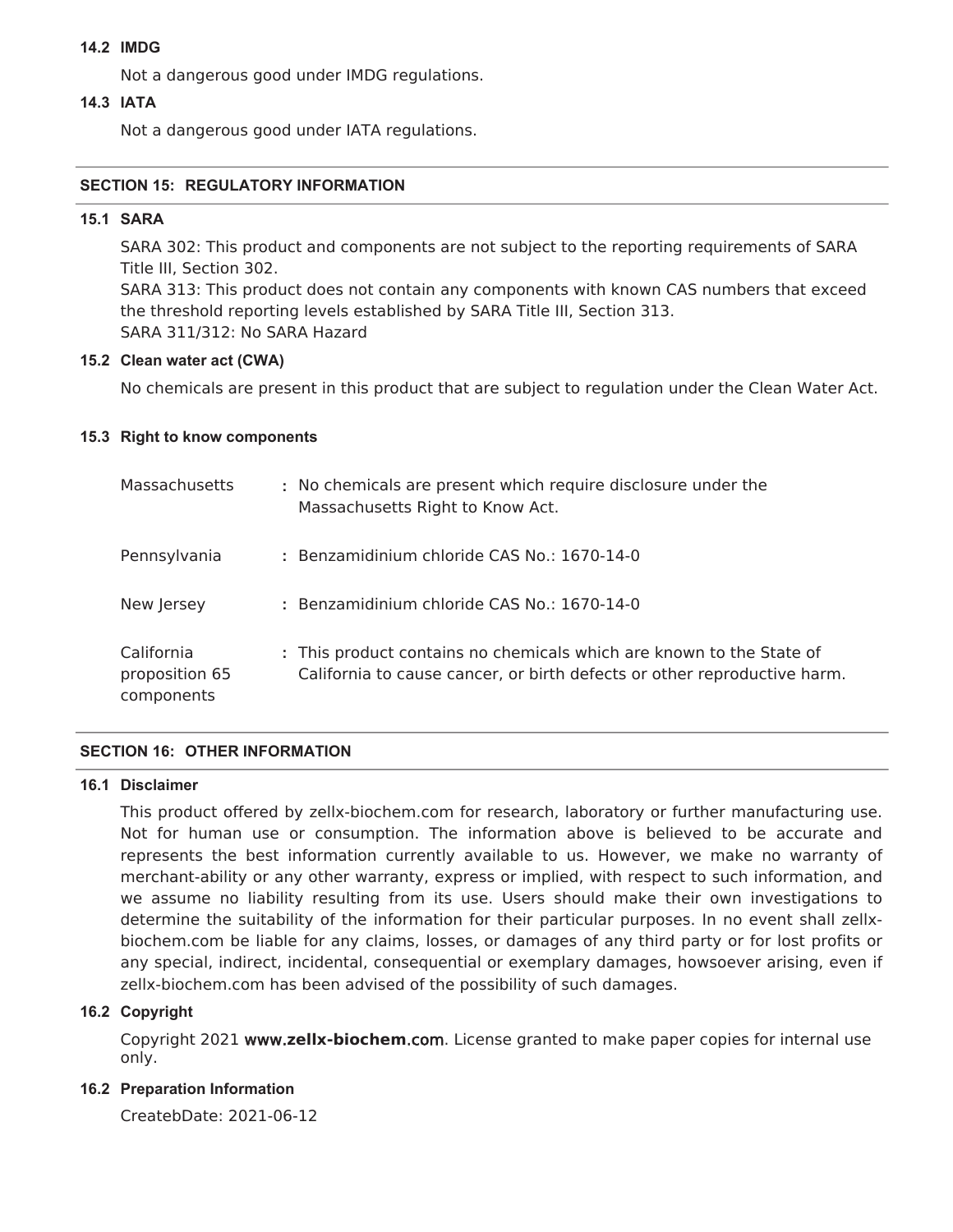### 14.2 IMDG

Not a dangerous good under IMDG regulations.

### 14.3 IATA

Not a dangerous good under IATA regulations.

## SECTION 15: REGULATORY INFORMATION

### 15.1 SARA

SARA 302: This product and components are not subject to the reporting requirements of SARA Title III, Section 302.
SARA 313: This product does not contain any components with known CAS numbers that exceed the threshold reporting levels established by SARA Title III, Section 313.
SARA 311/312: No SARA Hazard

### 15.2 Clean water act (CWA)

No chemicals are present in this product that are subject to regulation under the Clean Water Act.

### 15.3 Right to know components

| | |
|---|---|
| Massachusetts | : No chemicals are present which require disclosure under the Massachusetts Right to Know Act. |
| Pennsylvania | : Benzamidinium chloride CAS No.: 1670-14-0 |
| New Jersey | : Benzamidinium chloride CAS No.: 1670-14-0 |
| California proposition 65 components | : This product contains no chemicals which are known to the State of California to cause cancer, or birth defects or other reproductive harm. |

## SECTION 16: OTHER INFORMATION

### 16.1 Disclaimer

This product offered by zellx-biochem.com for research, laboratory or further manufacturing use. Not for human use or consumption. The information above is believed to be accurate and represents the best information currently available to us. However, we make no warranty of merchant-ability or any other warranty, express or implied, with respect to such information, and we assume no liability resulting from its use. Users should make their own investigations to determine the suitability of the information for their particular purposes. In no event shall zellx-biochem.com be liable for any claims, losses, or damages of any third party or for lost profits or any special, indirect, incidental, consequential or exemplary damages, howsoever arising, even if zellx-biochem.com has been advised of the possibility of such damages.

### 16.2 Copyright

Copyright 2021 www.**zellx-biochem**.com. License granted to make paper copies for internal use only.

### 16.2 Preparation Information

CreatebDate: 2021-06-12